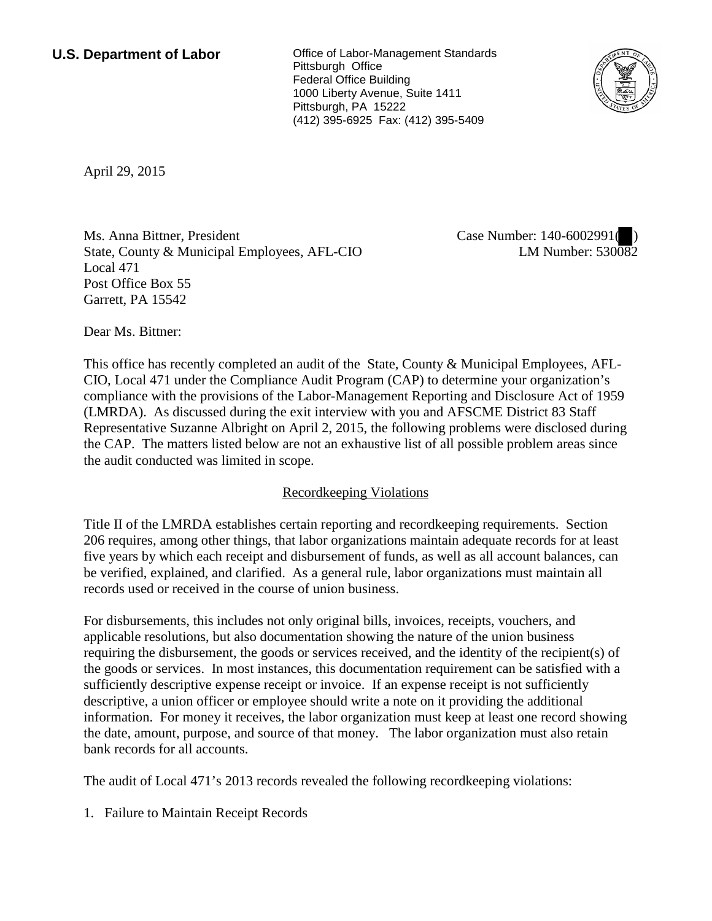**U.S. Department of Labor**

Office of Labor-Management Standards
Pittsburgh Office
Federal Office Building
1000 Liberty Avenue, Suite 1411
Pittsburgh, PA 15222
(412) 395-6925 Fax: (412) 395-5409

April 29, 2015

Ms. Anna Bittner, President
State, County & Municipal Employees, AFL-CIO
Local 471
Post Office Box 55
Garrett, PA 15542

Case Number: 140-6002991( )
LM Number: 530082

Dear Ms. Bittner:

This office has recently completed an audit of the State, County & Municipal Employees, AFL-CIO, Local 471 under the Compliance Audit Program (CAP) to determine your organization's compliance with the provisions of the Labor-Management Reporting and Disclosure Act of 1959 (LMRDA). As discussed during the exit interview with you and AFSCME District 83 Staff Representative Suzanne Albright on April 2, 2015, the following problems were disclosed during the CAP. The matters listed below are not an exhaustive list of all possible problem areas since the audit conducted was limited in scope.

## Recordkeeping Violations

Title II of the LMRDA establishes certain reporting and recordkeeping requirements. Section 206 requires, among other things, that labor organizations maintain adequate records for at least five years by which each receipt and disbursement of funds, as well as all account balances, can be verified, explained, and clarified. As a general rule, labor organizations must maintain all records used or received in the course of union business.

For disbursements, this includes not only original bills, invoices, receipts, vouchers, and applicable resolutions, but also documentation showing the nature of the union business requiring the disbursement, the goods or services received, and the identity of the recipient(s) of the goods or services. In most instances, this documentation requirement can be satisfied with a sufficiently descriptive expense receipt or invoice. If an expense receipt is not sufficiently descriptive, a union officer or employee should write a note on it providing the additional information. For money it receives, the labor organization must keep at least one record showing the date, amount, purpose, and source of that money. The labor organization must also retain bank records for all accounts.

The audit of Local 471's 2013 records revealed the following recordkeeping violations:

1. Failure to Maintain Receipt Records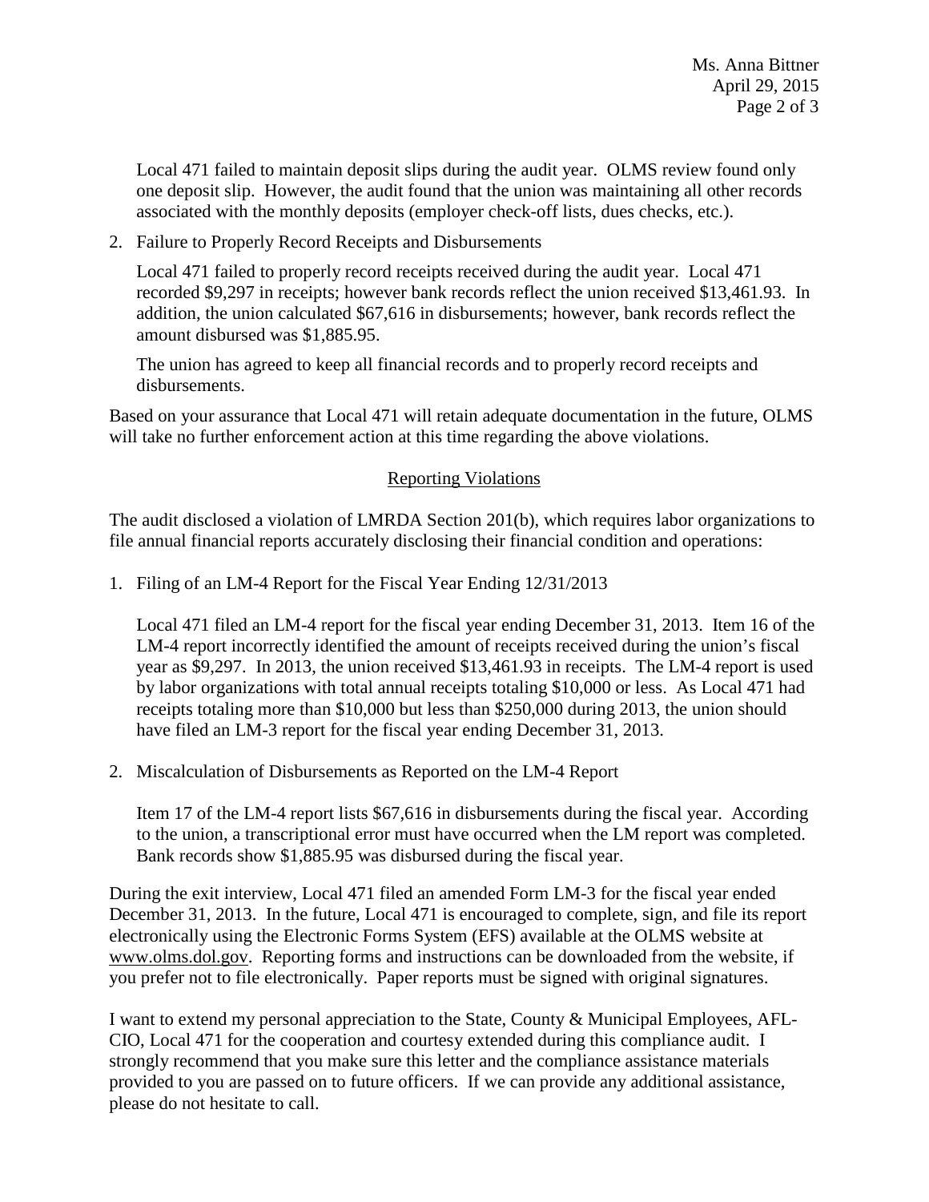Local 471 failed to maintain deposit slips during the audit year. OLMS review found only one deposit slip. However, the audit found that the union was maintaining all other records associated with the monthly deposits (employer check-off lists, dues checks, etc.).

2. Failure to Properly Record Receipts and Disbursements

   Local 471 failed to properly record receipts received during the audit year. Local 471 recorded $9,297 in receipts; however bank records reflect the union received $13,461.93. In addition, the union calculated $67,616 in disbursements; however, bank records reflect the amount disbursed was $1,885.95.

   The union has agreed to keep all financial records and to properly record receipts and disbursements.

Based on your assurance that Local 471 will retain adequate documentation in the future, OLMS will take no further enforcement action at this time regarding the above violations.

## Reporting Violations

The audit disclosed a violation of LMRDA Section 201(b), which requires labor organizations to file annual financial reports accurately disclosing their financial condition and operations:

1. Filing of an LM-4 Report for the Fiscal Year Ending 12/31/2013

   Local 471 filed an LM-4 report for the fiscal year ending December 31, 2013. Item 16 of the LM-4 report incorrectly identified the amount of receipts received during the union's fiscal year as $9,297. In 2013, the union received $13,461.93 in receipts. The LM-4 report is used by labor organizations with total annual receipts totaling $10,000 or less. As Local 471 had receipts totaling more than $10,000 but less than $250,000 during 2013, the union should have filed an LM-3 report for the fiscal year ending December 31, 2013.

2. Miscalculation of Disbursements as Reported on the LM-4 Report

   Item 17 of the LM-4 report lists $67,616 in disbursements during the fiscal year. According to the union, a transcriptional error must have occurred when the LM report was completed. Bank records show $1,885.95 was disbursed during the fiscal year.

During the exit interview, Local 471 filed an amended Form LM-3 for the fiscal year ended December 31, 2013. In the future, Local 471 is encouraged to complete, sign, and file its report electronically using the Electronic Forms System (EFS) available at the OLMS website at www.olms.dol.gov. Reporting forms and instructions can be downloaded from the website, if you prefer not to file electronically. Paper reports must be signed with original signatures.

I want to extend my personal appreciation to the State, County & Municipal Employees, AFL-CIO, Local 471 for the cooperation and courtesy extended during this compliance audit. I strongly recommend that you make sure this letter and the compliance assistance materials provided to you are passed on to future officers. If we can provide any additional assistance, please do not hesitate to call.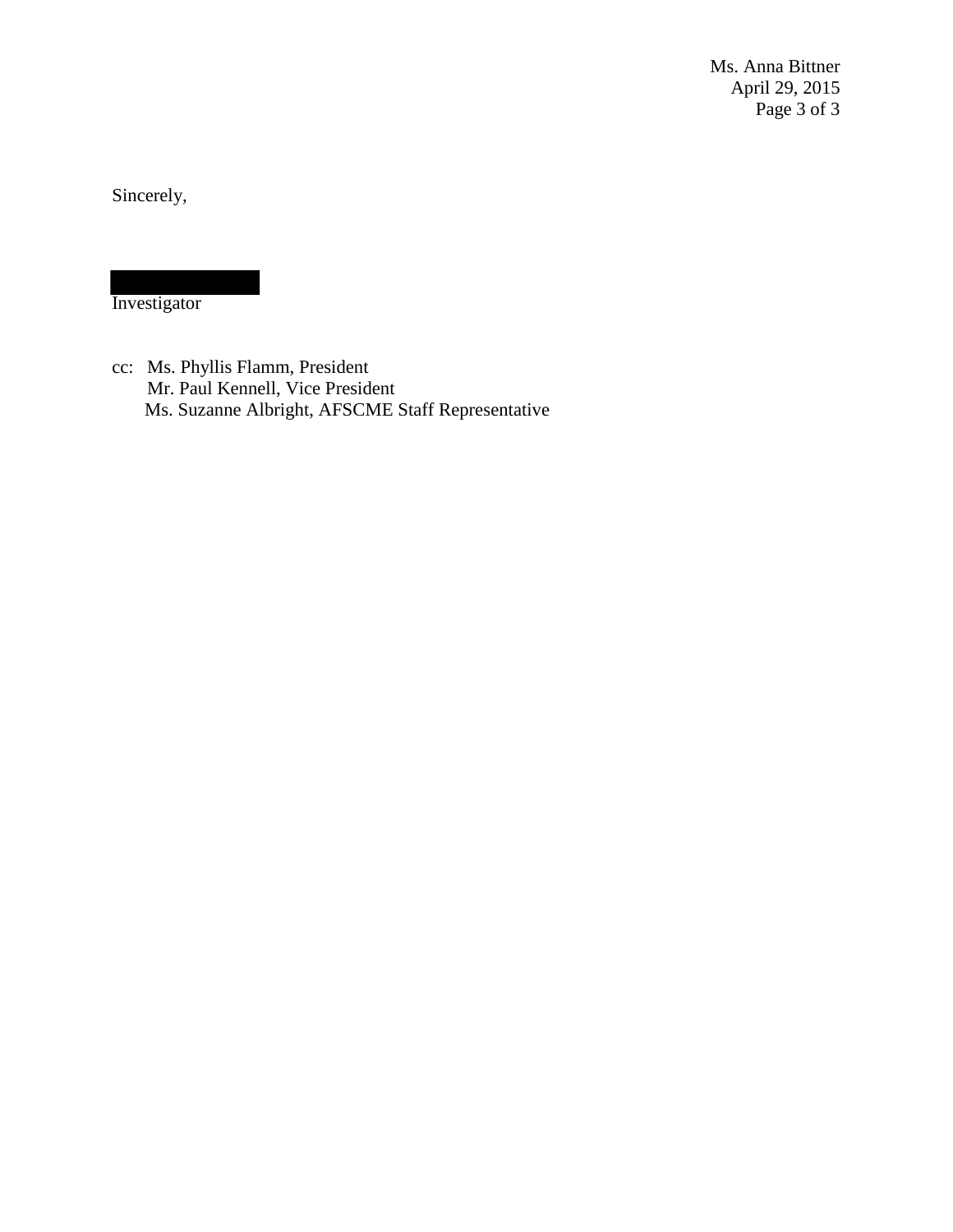Sincerely,

Investigator

cc: Ms. Phyllis Flamm, President
Mr. Paul Kennell, Vice President
Ms. Suzanne Albright, AFSCME Staff Representative